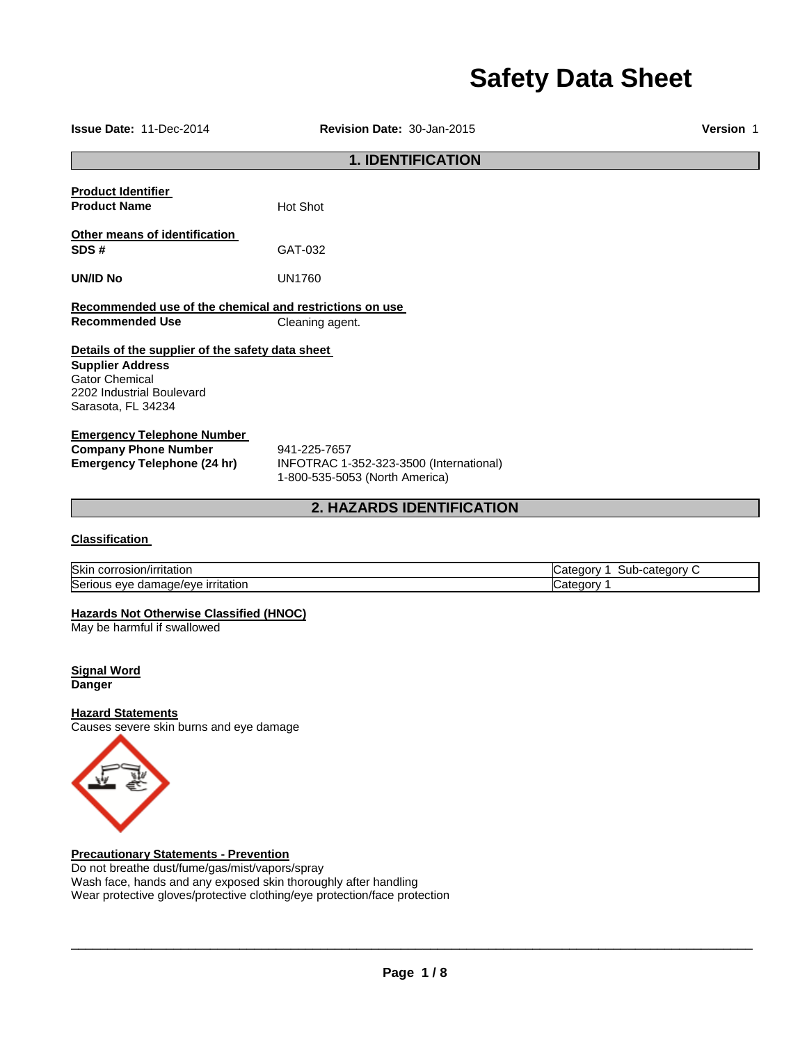# Safety Data Sheet

**Issue Date:** 11-Dec-2014 **Revision Date:** 30-Jan-2015 **Version** 1

## 1. IDENTIFICATION

**Product Identifier**

**Product Name** Hot Shot

**Other means of identification**

**SDS #** GAT-032

**UN/ID No** UN1760

**Recommended use of the chemical and restrictions on use**

**Recommended Use** Cleaning agent.

**Details of the supplier of the safety data sheet**

**Supplier Address**
Gator Chemical
2202 Industrial Boulevard
Sarasota, FL 34234

**Emergency Telephone Number**

**Company Phone Number** 941-225-7657

**Emergency Telephone (24 hr)** INFOTRAC 1-352-323-3500 (International)
1-800-535-5053 (North America)

## 2. HAZARDS IDENTIFICATION

**Classification**

| | |
|---|---|
| Skin corrosion/irritation | Category 1 Sub-category C |
| Serious eye damage/eye irritation | Category 1 |

**Hazards Not Otherwise Classified (HNOC)**
May be harmful if swallowed

**Signal Word**
**Danger**

**Hazard Statements**
Causes severe skin burns and eye damage

**Precautionary Statements - Prevention**
Do not breathe dust/fume/gas/mist/vapors/spray
Wash face, hands and any exposed skin thoroughly after handling
Wear protective gloves/protective clothing/eye protection/face protection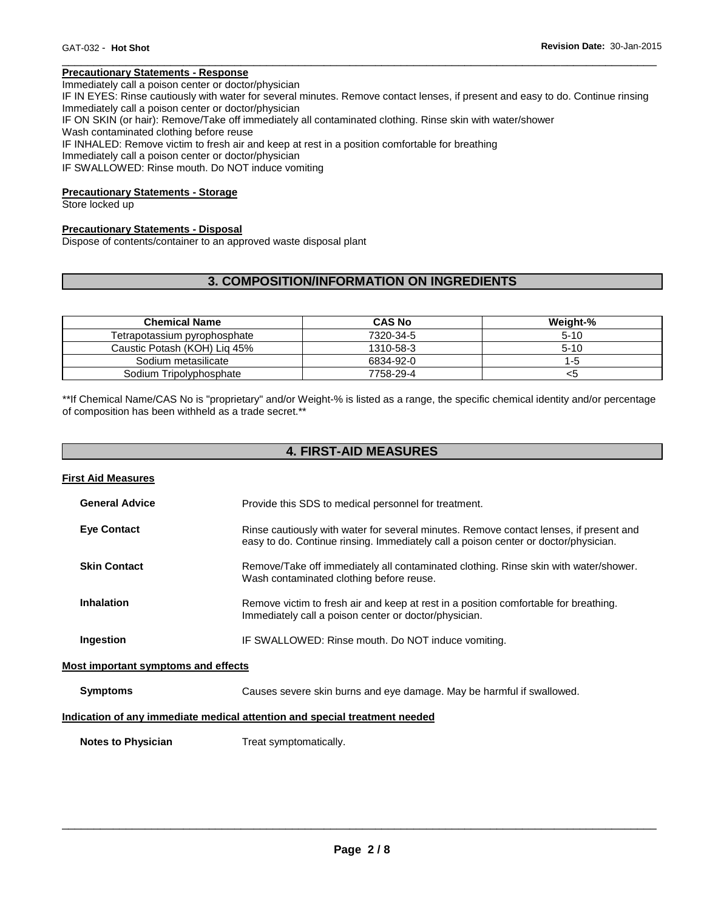**Precautionary Statements - Response**

Immediately call a poison center or doctor/physician
IF IN EYES: Rinse cautiously with water for several minutes. Remove contact lenses, if present and easy to do. Continue rinsing
Immediately call a poison center or doctor/physician
IF ON SKIN (or hair): Remove/Take off immediately all contaminated clothing. Rinse skin with water/shower
Wash contaminated clothing before reuse
IF INHALED: Remove victim to fresh air and keep at rest in a position comfortable for breathing
Immediately call a poison center or doctor/physician
IF SWALLOWED: Rinse mouth. Do NOT induce vomiting

**Precautionary Statements - Storage**

Store locked up

**Precautionary Statements - Disposal**

Dispose of contents/container to an approved waste disposal plant

## 3. COMPOSITION/INFORMATION ON INGREDIENTS

| Chemical Name | CAS No | Weight-% |
|---|---|---|
| Tetrapotassium pyrophosphate | 7320-34-5 | 5-10 |
| Caustic Potash (KOH) Liq 45% | 1310-58-3 | 5-10 |
| Sodium metasilicate | 6834-92-0 | 1-5 |
| Sodium Tripolyphosphate | 7758-29-4 | <5 |

**If Chemical Name/CAS No is "proprietary" and/or Weight-% is listed as a range, the specific chemical identity and/or percentage of composition has been withheld as a trade secret.**

## 4. FIRST-AID MEASURES

**First Aid Measures**

**General Advice** Provide this SDS to medical personnel for treatment.

**Eye Contact** Rinse cautiously with water for several minutes. Remove contact lenses, if present and easy to do. Continue rinsing. Immediately call a poison center or doctor/physician.

**Skin Contact** Remove/Take off immediately all contaminated clothing. Rinse skin with water/shower. Wash contaminated clothing before reuse.

**Inhalation** Remove victim to fresh air and keep at rest in a position comfortable for breathing. Immediately call a poison center or doctor/physician.

**Ingestion** IF SWALLOWED: Rinse mouth. Do NOT induce vomiting.

**Most important symptoms and effects**

**Symptoms** Causes severe skin burns and eye damage. May be harmful if swallowed.

**Indication of any immediate medical attention and special treatment needed**

**Notes to Physician** Treat symptomatically.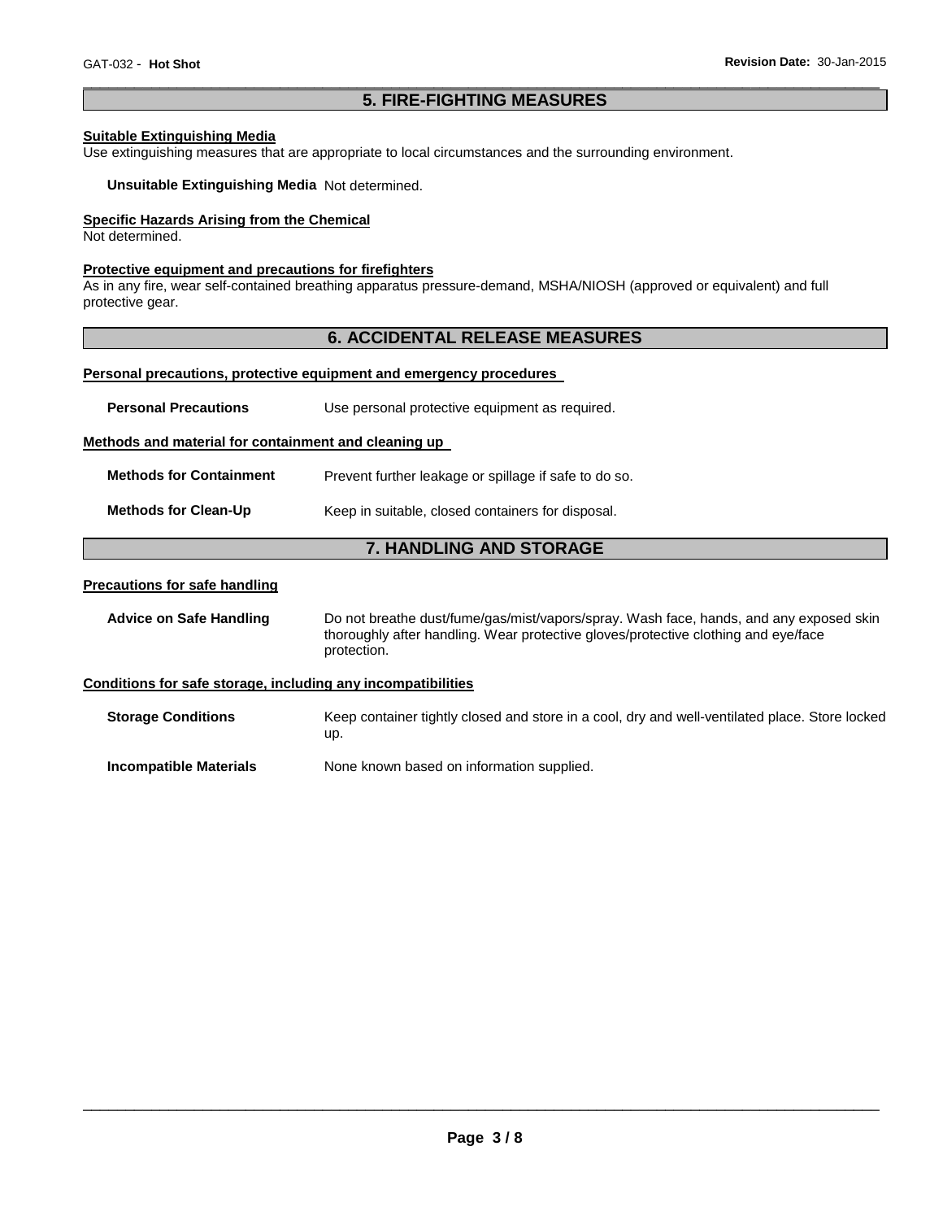## 5. FIRE-FIGHTING MEASURES

**Suitable Extinguishing Media**

Use extinguishing measures that are appropriate to local circumstances and the surrounding environment.

**Unsuitable Extinguishing Media** Not determined.

**Specific Hazards Arising from the Chemical**

Not determined.

**Protective equipment and precautions for firefighters**

As in any fire, wear self-contained breathing apparatus pressure-demand, MSHA/NIOSH (approved or equivalent) and full protective gear.

## 6. ACCIDENTAL RELEASE MEASURES

**Personal precautions, protective equipment and emergency procedures**

**Personal Precautions** Use personal protective equipment as required.

**Methods and material for containment and cleaning up**

**Methods for Containment** Prevent further leakage or spillage if safe to do so.

**Methods for Clean-Up** Keep in suitable, closed containers for disposal.

## 7. HANDLING AND STORAGE

**Precautions for safe handling**

**Advice on Safe Handling** Do not breathe dust/fume/gas/mist/vapors/spray. Wash face, hands, and any exposed skin thoroughly after handling. Wear protective gloves/protective clothing and eye/face protection.

**Conditions for safe storage, including any incompatibilities**

**Storage Conditions** Keep container tightly closed and store in a cool, dry and well-ventilated place. Store locked up.

**Incompatible Materials** None known based on information supplied.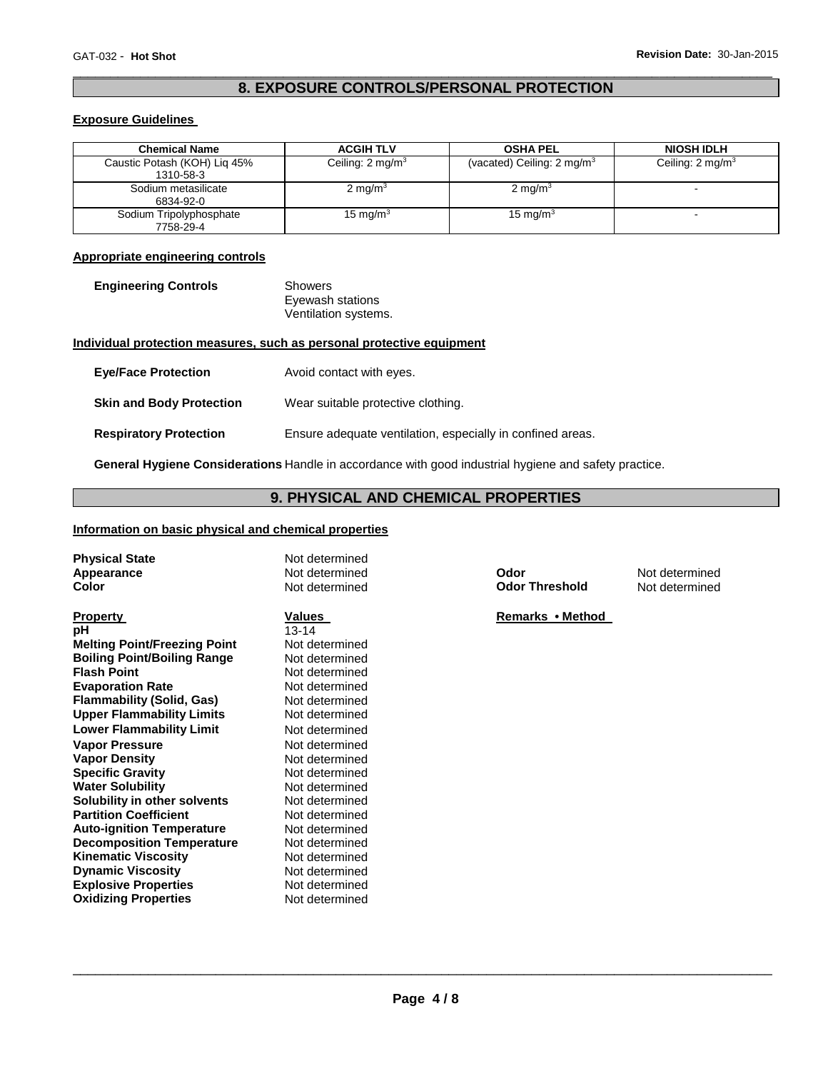## 8. EXPOSURE CONTROLS/PERSONAL PROTECTION

### Exposure Guidelines

| Chemical Name | ACGIH TLV | OSHA PEL | NIOSH IDLH |
|---|---|---|---|
| Caustic Potash (KOH) Liq 45% 1310-58-3 | Ceiling: 2 mg/m$^3$ | (vacated) Ceiling: 2 mg/m$^3$ | Ceiling: 2 mg/m$^3$ |
| Sodium metasilicate 6834-92-0 | 2 mg/m$^3$ | 2 mg/m$^3$ | - |
| Sodium Tripolyphosphate 7758-29-4 | 15 mg/m$^3$ | 15 mg/m$^3$ | - |

### Appropriate engineering controls

**Engineering Controls** Showers
Eyewash stations
Ventilation systems.

### Individual protection measures, such as personal protective equipment

**Eye/Face Protection** Avoid contact with eyes.

**Skin and Body Protection** Wear suitable protective clothing.

**Respiratory Protection** Ensure adequate ventilation, especially in confined areas.

**General Hygiene Considerations** Handle in accordance with good industrial hygiene and safety practice.

## 9. PHYSICAL AND CHEMICAL PROPERTIES

### Information on basic physical and chemical properties

**Physical State** Not determined
**Appearance** Not determined
**Color** Not determined
**Odor** Not determined
**Odor Threshold** Not determined

| Property | Values | Remarks • Method |
|---|---|---|
| **pH** | 13-14 | |
| **Melting Point/Freezing Point** | Not determined | |
| **Boiling Point/Boiling Range** | Not determined | |
| **Flash Point** | Not determined | |
| **Evaporation Rate** | Not determined | |
| **Flammability (Solid, Gas)** | Not determined | |
| **Upper Flammability Limits** | Not determined | |
| **Lower Flammability Limit** | Not determined | |
| **Vapor Pressure** | Not determined | |
| **Vapor Density** | Not determined | |
| **Specific Gravity** | Not determined | |
| **Water Solubility** | Not determined | |
| **Solubility in other solvents** | Not determined | |
| **Partition Coefficient** | Not determined | |
| **Auto-ignition Temperature** | Not determined | |
| **Decomposition Temperature** | Not determined | |
| **Kinematic Viscosity** | Not determined | |
| **Dynamic Viscosity** | Not determined | |
| **Explosive Properties** | Not determined | |
| **Oxidizing Properties** | Not determined | |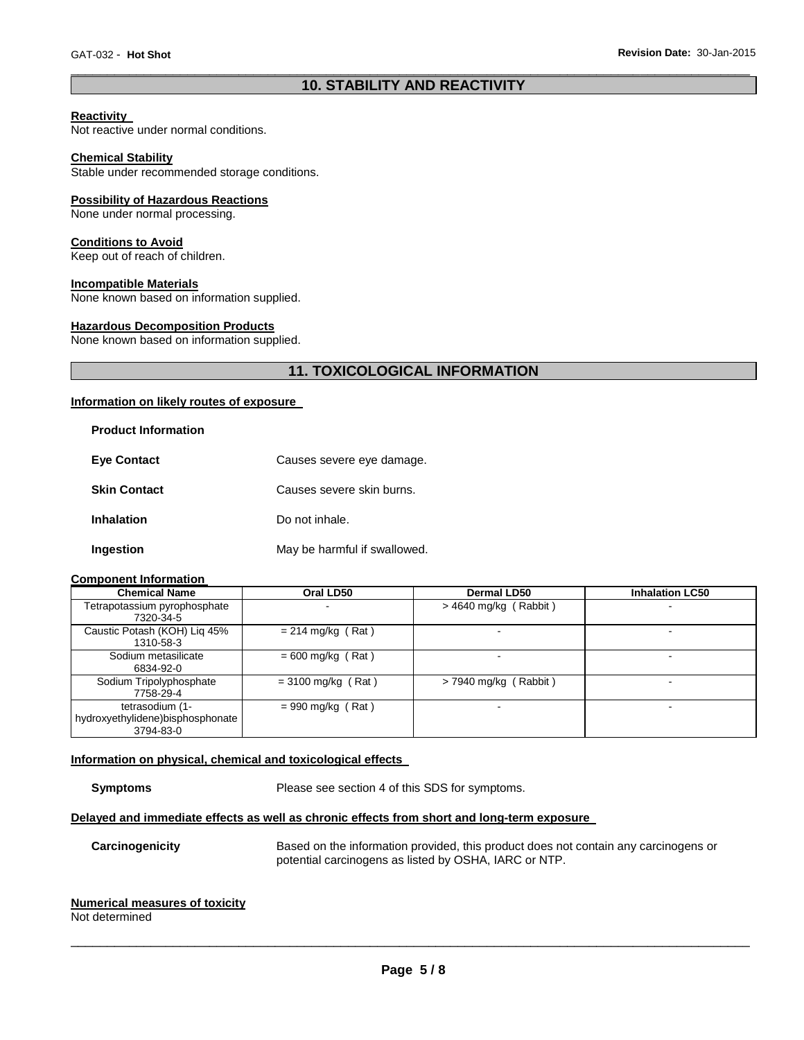## 10. STABILITY AND REACTIVITY

**Reactivity**
Not reactive under normal conditions.

**Chemical Stability**
Stable under recommended storage conditions.

**Possibility of Hazardous Reactions**
None under normal processing.

**Conditions to Avoid**
Keep out of reach of children.

**Incompatible Materials**
None known based on information supplied.

**Hazardous Decomposition Products**
None known based on information supplied.

## 11. TOXICOLOGICAL INFORMATION

**Information on likely routes of exposure**

**Product Information**

**Eye Contact** Causes severe eye damage.

**Skin Contact** Causes severe skin burns.

**Inhalation** Do not inhale.

**Ingestion** May be harmful if swallowed.

**Component Information**

| Chemical Name | Oral LD50 | Dermal LD50 | Inhalation LC50 |
|---|---|---|---|
| Tetrapotassium pyrophosphate 7320-34-5 | - | > 4640 mg/kg ( Rabbit ) | - |
| Caustic Potash (KOH) Liq 45% 1310-58-3 | = 214 mg/kg ( Rat ) | - | - |
| Sodium metasilicate 6834-92-0 | = 600 mg/kg ( Rat ) | - | - |
| Sodium Tripolyphosphate 7758-29-4 | = 3100 mg/kg ( Rat ) | > 7940 mg/kg ( Rabbit ) | - |
| tetrasodium (1-hydroxyethylidene)bisphosphonate 3794-83-0 | = 990 mg/kg ( Rat ) | - | - |

**Information on physical, chemical and toxicological effects**

**Symptoms** Please see section 4 of this SDS for symptoms.

**Delayed and immediate effects as well as chronic effects from short and long-term exposure**

**Carcinogenicity** Based on the information provided, this product does not contain any carcinogens or potential carcinogens as listed by OSHA, IARC or NTP.

**Numerical measures of toxicity**
Not determined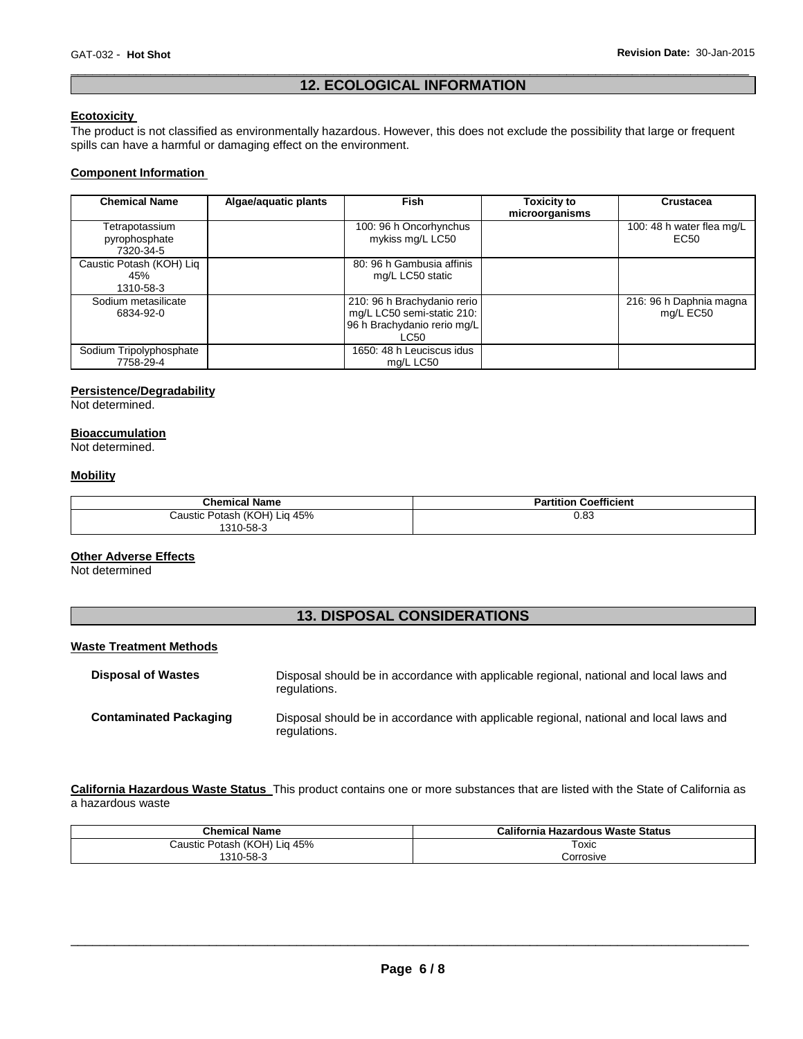## 12. ECOLOGICAL INFORMATION

### Ecotoxicity

The product is not classified as environmentally hazardous. However, this does not exclude the possibility that large or frequent spills can have a harmful or damaging effect on the environment.

### Component Information

| Chemical Name | Algae/aquatic plants | Fish | Toxicity to microorganisms | Crustacea |
|---|---|---|---|---|
| Tetrapotassium pyrophosphate 7320-34-5 | | 100: 96 h Oncorhynchus mykiss mg/L LC50 | | 100: 48 h water flea mg/L EC50 |
| Caustic Potash (KOH) Liq 45% 1310-58-3 | | 80: 96 h Gambusia affinis mg/L LC50 static | | |
| Sodium metasilicate 6834-92-0 | | 210: 96 h Brachydanio rerio mg/L LC50 semi-static 210: 96 h Brachydanio rerio mg/L LC50 | | 216: 96 h Daphnia magna mg/L EC50 |
| Sodium Tripolyphosphate 7758-29-4 | | 1650: 48 h Leuciscus idus mg/L LC50 | | |

### Persistence/Degradability

Not determined.

### Bioaccumulation

Not determined.

### Mobility

| Chemical Name | Partition Coefficient |
|---|---|
| Caustic Potash (KOH) Liq 45% 1310-58-3 | 0.83 |

### Other Adverse Effects

Not determined

## 13. DISPOSAL CONSIDERATIONS

### Waste Treatment Methods

**Disposal of Wastes** Disposal should be in accordance with applicable regional, national and local laws and regulations.

**Contaminated Packaging** Disposal should be in accordance with applicable regional, national and local laws and regulations.

**California Hazardous Waste Status** This product contains one or more substances that are listed with the State of California as a hazardous waste

| Chemical Name | California Hazardous Waste Status |
|---|---|
| Caustic Potash (KOH) Liq 45% 1310-58-3 | Toxic Corrosive |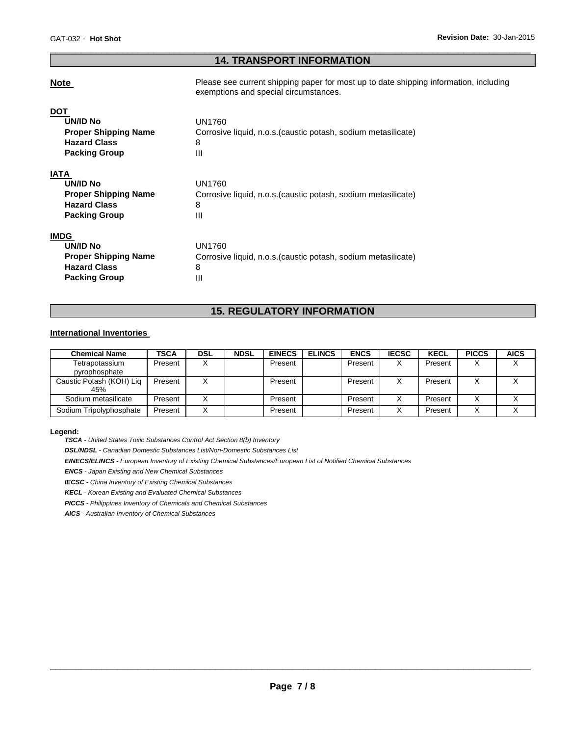## 14. TRANSPORT INFORMATION

**Note** Please see current shipping paper for most up to date shipping information, including exemptions and special circumstances.

**DOT**

| | |
|---|---|
| **UN/ID No** | UN1760 |
| **Proper Shipping Name** | Corrosive liquid, n.o.s.(caustic potash, sodium metasilicate) |
| **Hazard Class** | 8 |
| **Packing Group** | III |

**IATA**

| | |
|---|---|
| **UN/ID No** | UN1760 |
| **Proper Shipping Name** | Corrosive liquid, n.o.s.(caustic potash, sodium metasilicate) |
| **Hazard Class** | 8 |
| **Packing Group** | III |

**IMDG**

| | |
|---|---|
| **UN/ID No** | UN1760 |
| **Proper Shipping Name** | Corrosive liquid, n.o.s.(caustic potash, sodium metasilicate) |
| **Hazard Class** | 8 |
| **Packing Group** | III |

## 15. REGULATORY INFORMATION

**International Inventories**

| Chemical Name | TSCA | DSL | NDSL | EINECS | ELINCS | ENCS | IECSC | KECL | PICCS | AICS |
|---|---|---|---|---|---|---|---|---|---|---|
| Tetrapotassium pyrophosphate | Present | X | | Present | | Present | X | Present | X | X |
| Caustic Potash (KOH) Liq 45% | Present | X | | Present | | Present | X | Present | X | X |
| Sodium metasilicate | Present | X | | Present | | Present | X | Present | X | X |
| Sodium Tripolyphosphate | Present | X | | Present | | Present | X | Present | X | X |

**Legend:**

***TSCA*** *- United States Toxic Substances Control Act Section 8(b) Inventory*

***DSL/NDSL*** *- Canadian Domestic Substances List/Non-Domestic Substances List*

***EINECS/ELINCS*** *- European Inventory of Existing Chemical Substances/European List of Notified Chemical Substances*

***ENCS*** *- Japan Existing and New Chemical Substances*

***IECSC*** *- China Inventory of Existing Chemical Substances*

***KECL*** *- Korean Existing and Evaluated Chemical Substances*

***PICCS*** *- Philippines Inventory of Chemicals and Chemical Substances*

***AICS*** *- Australian Inventory of Chemical Substances*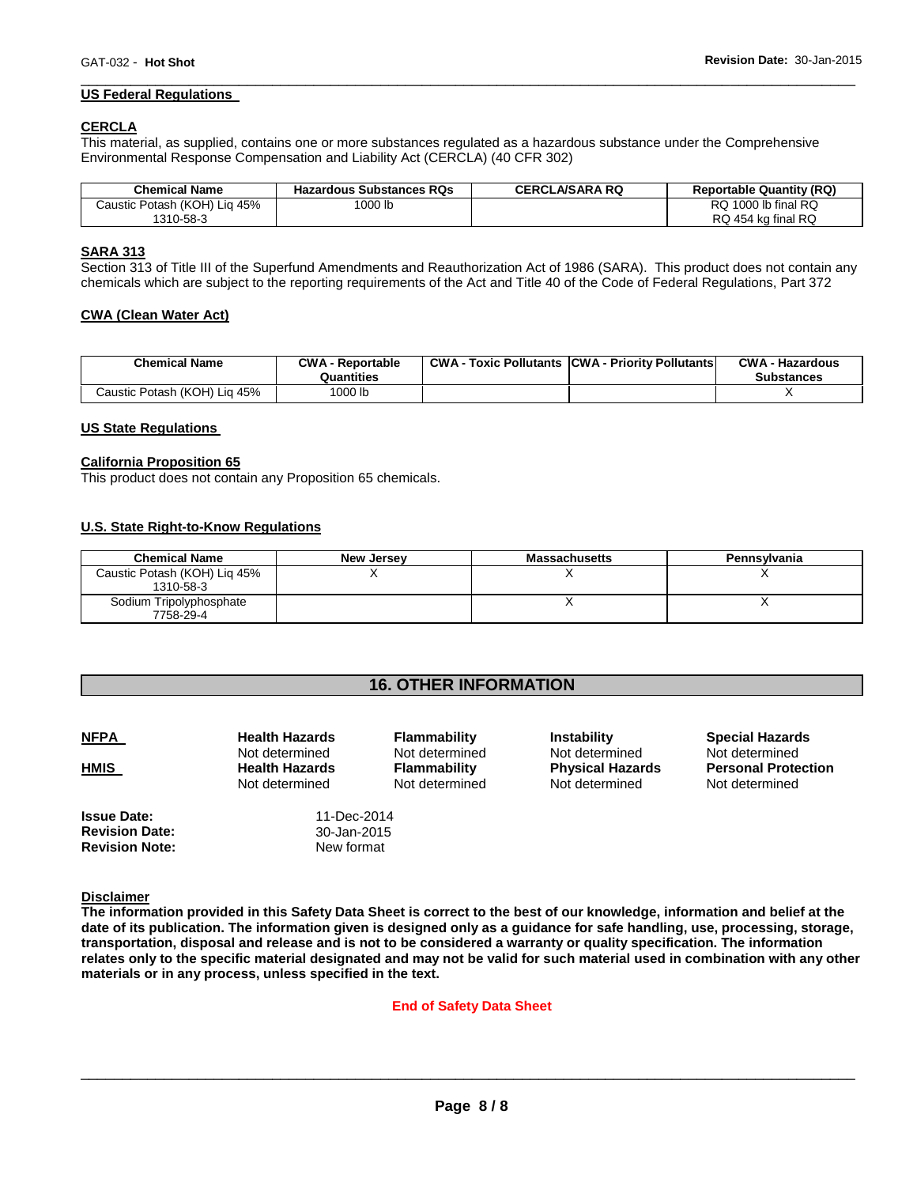## US Federal Regulations

### CERCLA

This material, as supplied, contains one or more substances regulated as a hazardous substance under the Comprehensive Environmental Response Compensation and Liability Act (CERCLA) (40 CFR 302)

| Chemical Name | Hazardous Substances RQs | CERCLA/SARA RQ | Reportable Quantity (RQ) |
|---|---|---|---|
| Caustic Potash (KOH) Liq 45%<br>1310-58-3 | 1000 lb | | RQ 1000 lb final RQ<br>RQ 454 kg final RQ |

### SARA 313

Section 313 of Title III of the Superfund Amendments and Reauthorization Act of 1986 (SARA). This product does not contain any chemicals which are subject to the reporting requirements of the Act and Title 40 of the Code of Federal Regulations, Part 372

### CWA (Clean Water Act)

| Chemical Name | CWA - Reportable Quantities | CWA - Toxic Pollutants | CWA - Priority Pollutants | CWA - Hazardous Substances |
|---|---|---|---|---|
| Caustic Potash (KOH) Liq 45% | 1000 lb | | | X |

## US State Regulations

### California Proposition 65

This product does not contain any Proposition 65 chemicals.

### U.S. State Right-to-Know Regulations

| Chemical Name | New Jersey | Massachusetts | Pennsylvania |
|---|---|---|---|
| Caustic Potash (KOH) Liq 45%<br>1310-58-3 | X | X | X |
| Sodium Tripolyphosphate<br>7758-29-4 | | X | X |

# 16. OTHER INFORMATION

| | | | | |
|---|---|---|---|---|
| **NFPA** | **Health Hazards**<br>Not determined | **Flammability**<br>Not determined | **Instability**<br>Not determined | **Special Hazards**<br>Not determined |
| **HMIS** | **Health Hazards**<br>Not determined | **Flammability**<br>Not determined | **Physical Hazards**<br>Not determined | **Personal Protection**<br>Not determined |

**Issue Date:** 11-Dec-2014
**Revision Date:** 30-Jan-2015
**Revision Note:** New format

### Disclaimer

**The information provided in this Safety Data Sheet is correct to the best of our knowledge, information and belief at the date of its publication. The information given is designed only as a guidance for safe handling, use, processing, storage, transportation, disposal and release and is not to be considered a warranty or quality specification. The information relates only to the specific material designated and may not be valid for such material used in combination with any other materials or in any process, unless specified in the text.**

**End of Safety Data Sheet**